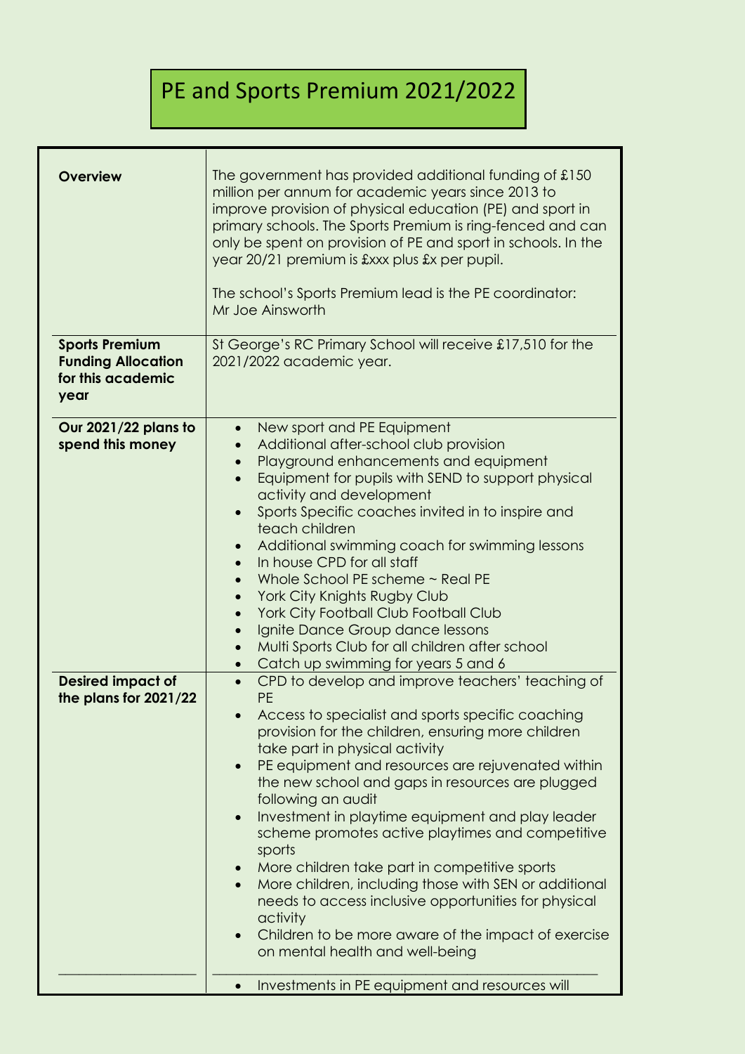# PE and Sports Premium 2021/2022

| | |
|---|---|
| **Overview** | The government has provided additional funding of £150 million per annum for academic years since 2013 to improve provision of physical education (PE) and sport in primary schools. The Sports Premium is ring-fenced and can only be spent on provision of PE and sport in schools. In the year 20/21 premium is £xxx plus £x per pupil.<br><br>The school's Sports Premium lead is the PE coordinator: Mr Joe Ainsworth |
| **Sports Premium Funding Allocation for this academic year** | St George's RC Primary School will receive £17,510 for the 2021/2022 academic year. |
| **Our 2021/22 plans to spend this money** | • New sport and PE Equipment<br>• Additional after-school club provision<br>• Playground enhancements and equipment<br>• Equipment for pupils with SEND to support physical activity and development<br>• Sports Specific coaches invited in to inspire and teach children<br>• Additional swimming coach for swimming lessons<br>• In house CPD for all staff<br>• Whole School PE scheme ~ Real PE<br>• York City Knights Rugby Club<br>• York City Football Club Football Club<br>• Ignite Dance Group dance lessons<br>• Multi Sports Club for all children after school<br>• Catch up swimming for years 5 and 6 |
| **Desired impact of the plans for 2021/22** | • CPD to develop and improve teachers' teaching of PE<br>• Access to specialist and sports specific coaching provision for the children, ensuring more children take part in physical activity<br>• PE equipment and resources are rejuvenated within the new school and gaps in resources are plugged following an audit<br>• Investment in playtime equipment and play leader scheme promotes active playtimes and competitive sports<br>• More children take part in competitive sports<br>• More children, including those with SEN or additional needs to access inclusive opportunities for physical activity<br>• Children to be more aware of the impact of exercise on mental health and well-being |
| | • Investments in PE equipment and resources will |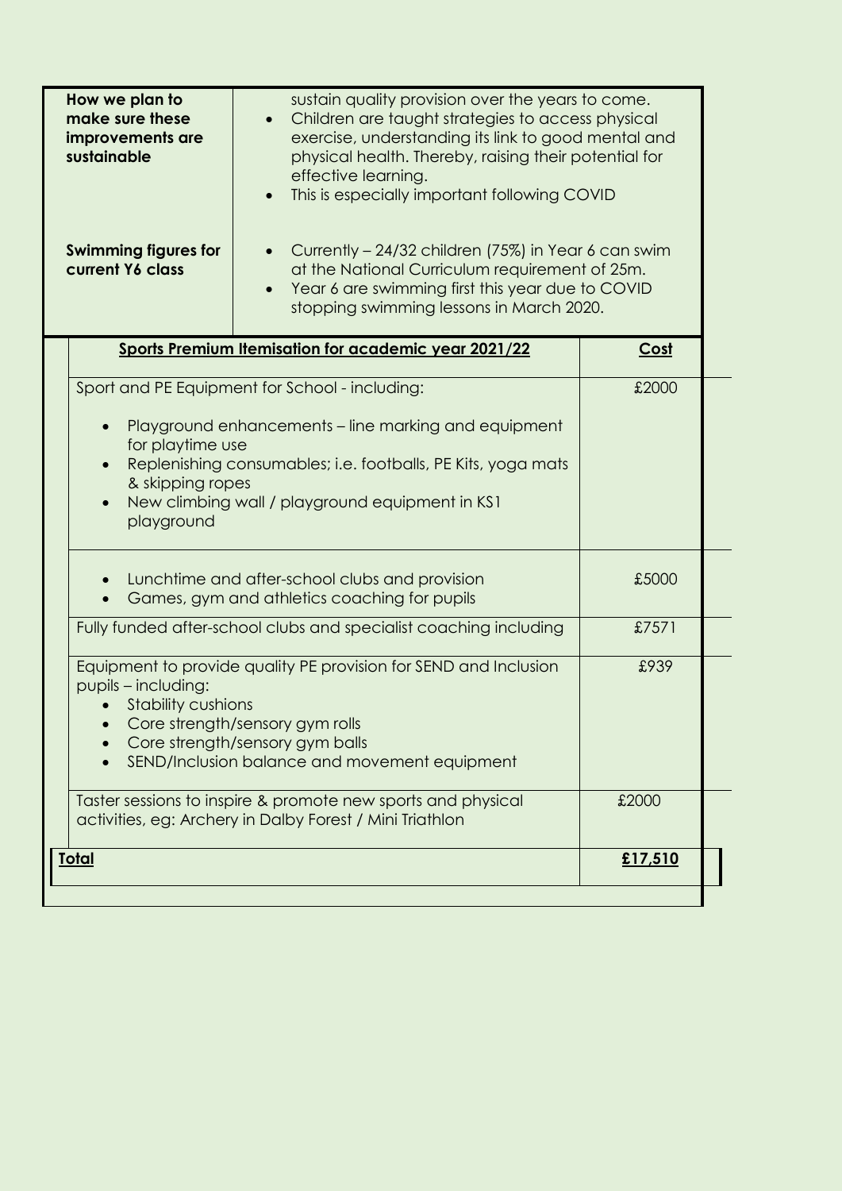| | |
|---|---|
| **How we plan to make sure these improvements are sustainable** | sustain quality provision over the years to come.<br>• Children are taught strategies to access physical exercise, understanding its link to good mental and physical health. Thereby, raising their potential for effective learning.<br>• This is especially important following COVID |
| **Swimming figures for current Y6 class** | • Currently – 24/32 children (75%) in Year 6 can swim at the National Curriculum requirement of 25m.<br>• Year 6 are swimming first this year due to COVID stopping swimming lessons in March 2020. |

| **Sports Premium Itemisation for academic year 2021/22** | **Cost** |
|---|---|
| Sport and PE Equipment for School - including:<br>• Playground enhancements – line marking and equipment for playtime use<br>• Replenishing consumables; i.e. footballs, PE Kits, yoga mats & skipping ropes<br>• New climbing wall / playground equipment in KS1 playground | £2000 |
| • Lunchtime and after-school clubs and provision<br>• Games, gym and athletics coaching for pupils | £5000 |
| Fully funded after-school clubs and specialist coaching including | £7571 |
| Equipment to provide quality PE provision for SEND and Inclusion pupils – including:<br>• Stability cushions<br>• Core strength/sensory gym rolls<br>• Core strength/sensory gym balls<br>• SEND/Inclusion balance and movement equipment | £939 |
| Taster sessions to inspire & promote new sports and physical activities, eg: Archery in Dalby Forest / Mini Triathlon | £2000 |
| **Total** | **£17,510** |